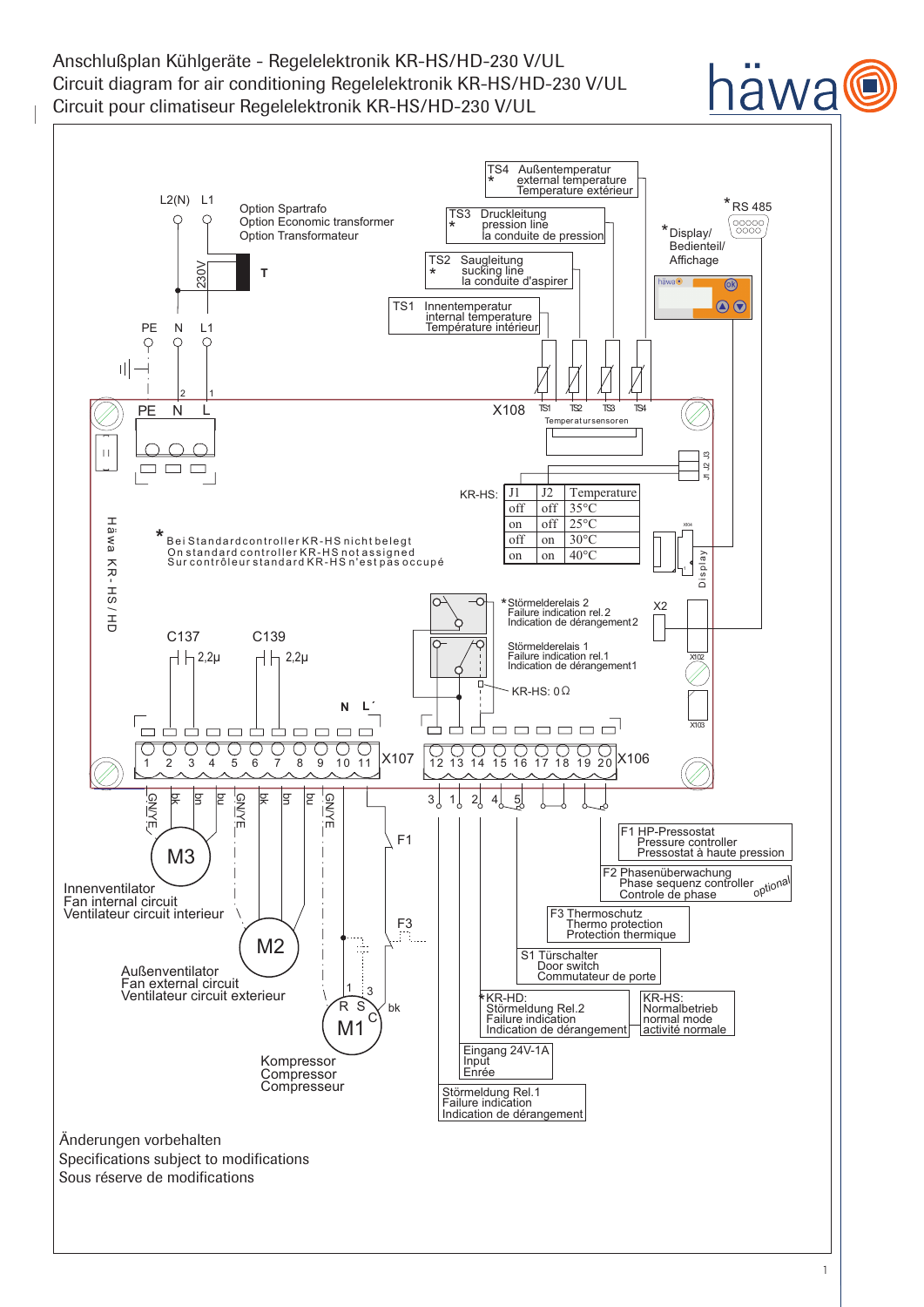# Anschlußplan Kühlgeräte - Regelelektronik KR-HS/HD-230 V/UL
# Circuit diagram for air conditioning Regelelektronik KR-HS/HD-230 V/UL
# Circuit pour climatiseur Regelelektronik KR-HS/HD-230 V/UL

häwa

TS4 Außentemperatur
\* external temperature
Temperature extérieur

TS3 Druckleitung
\* pression line
la conduite de pression

TS2 Saugleitung
\* sucking line
la conduite d'aspirer

TS1 Innentemperatur
internal temperature
Température intérieur

\* RS 485

\* Display/
Bedienteil/
Affichage

L2(N) L1

Option Spartrafo
Option Economic transformer
Option Transformateur

230V T

PE N L1

PE N L

X108 TS1 TS2 TS3 TS4
Temperatursensoren

J1 J2 J3

KR-HS:

| J1 | J2 | Temperature |
|---|---|---|
| off | off | 35°C |
| on | off | 25°C |
| off | on | 30°C |
| on | on | 40°C |

X104 Display

Häwa KR-HS/HD

\* Bei Standardcontroller KR-HS nicht belegt
On standard controller KR-HS not assigned
Sur contrôleur standard KR-HS n'est pas occupé

\* Störmelderelais 2
Failure indication rel. 2
Indication de dérangement 2

Störmelderelais 1
Failure indication rel.1
Indication de dérangement 1

KR-HS: 0 Ω

X2

X102

X103

C137 2,2µ

C139 2,2µ

N L´

X107: 1 2 3 4 5 6 7 8 9 10 11

X106: 12 13 14 15 16 17 18 19 20

GN/YE bk bn bu GN/YE bk bn bu GN/YE

M3

Innenventilator
Fan internal circuit
Ventilateur circuit interieur

M2

Außenventilator
Fan external circuit
Ventilateur circuit exterieur

F1

F3

1 3 R S C bk

M1

Kompressor
Compressor
Compresseur

3 1 2 4 5

F1 HP-Pressostat
Pressure controller
Pressostat à haute pression

F2 Phasenüberwachung
Phase sequenz controller
Controle de phase
optional

F3 Thermoschutz
Thermo protection
Protection thermique

S1 Türschalter
Door switch
Commutateur de porte

\*KR-HD:
Störmeldung Rel.2
Failure indication
Indication de dérangement

KR-HS:
Normalbetrieb
normal mode
activité normale

Eingang 24V-1A
Input
Enrée

Störmeldung Rel.1
Failure indication
Indication de dérangement

Änderungen vorbehalten
Specifications subject to modifications
Sous réserve de modifications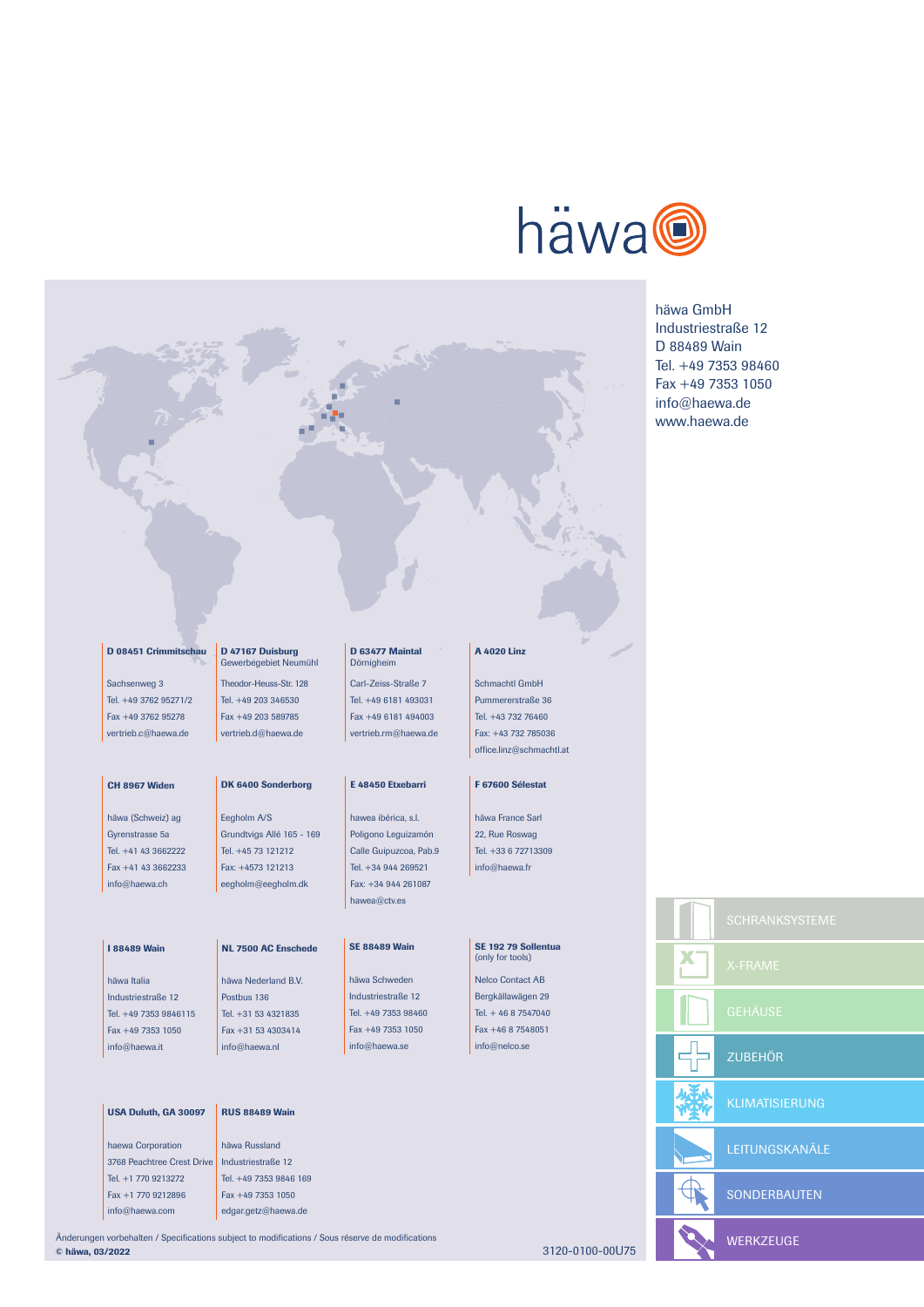häwa GmbH
Industriestraße 12
D 88489 Wain
Tel. +49 7353 98460
Fax +49 7353 1050
info@haewa.de
www.haewa.de

**D 08451 Crimmitschau**
Sachsenweg 3
Tel. +49 3762 95271/2
Fax +49 3762 95278
vertrieb.c@haewa.de

**D 47167 Duisburg**
Gewerbegebiet Neumühl
Theodor-Heuss-Str. 128
Tel. +49 203 346530
Fax +49 203 589785
vertrieb.d@haewa.de

**D 63477 Maintal**
Dörnigheim
Carl-Zeiss-Straße 7
Tel. +49 6181 493031
Fax +49 6181 494003
vertrieb.rm@haewa.de

**A 4020 Linz**
Schmachtl GmbH
Pummererstraße 36
Tel. +43 732 76460
Fax: +43 732 785036
office.linz@schmachtl.at

**CH 8967 Widen**
häwa (Schweiz) ag
Gyrenstrasse 5a
Tel. +41 43 3662222
Fax +41 43 3662233
info@haewa.ch

**DK 6400 Sonderborg**
Eegholm A/S
Grundtvigs Allé 165 - 169
Tel. +45 73 121212
Fax: +4573 121213
eegholm@eegholm.dk

**E 48450 Etxebarri**
hawea ibérica, s.l.
Poligono Leguizamón
Calle Guipuzcoa, Pab.9
Tel. +34 944 269521
Fax: +34 944 261087
hawea@ctv.es

**F 67600 Sélestat**
häwa France Sarl
22, Rue Roswag
Tel. +33 6 72713309
info@haewa.fr

**I 88489 Wain**
häwa Italia
Industriestraße 12
Tel. +49 7353 9846115
Fax +49 7353 1050
info@haewa.it

**NL 7500 AC Enschede**
häwa Nederland B.V.
Postbus 136
Tel. +31 53 4321835
Fax +31 53 4303414
info@haewa.nl

**SE 88489 Wain**
häwa Schweden
Industriestraße 12
Tel. +49 7353 98460
Fax +49 7353 1050
info@haewa.se

**SE 192 79 Sollentua**
(only for tools)
Nelco Contact AB
Bergkällawägen 29
Tel. + 46 8 7547040
Fax +46 8 7548051
info@nelco.se

**USA Duluth, GA 30097**
haewa Corporation
3768 Peachtree Crest Drive
Tel. +1 770 9213272
Fax +1 770 9212896
info@haewa.com

**RUS 88489 Wain**
häwa Russland
Industriestraße 12
Tel. +49 7353 9846 169
Fax +49 7353 1050
edgar.getz@haewa.de

- SCHRANKSYSTEME
- X-FRAME
- GEHÄUSE
- ZUBEHÖR
- KLIMATISIERUNG
- LEITUNGSKANÄLE
- SONDERBAUTEN
- WERKZEUGE

Änderungen vorbehalten / Specifications subject to modifications / Sous réserve de modifications
**© häwa, 03/2022**

3120-0100-00U75